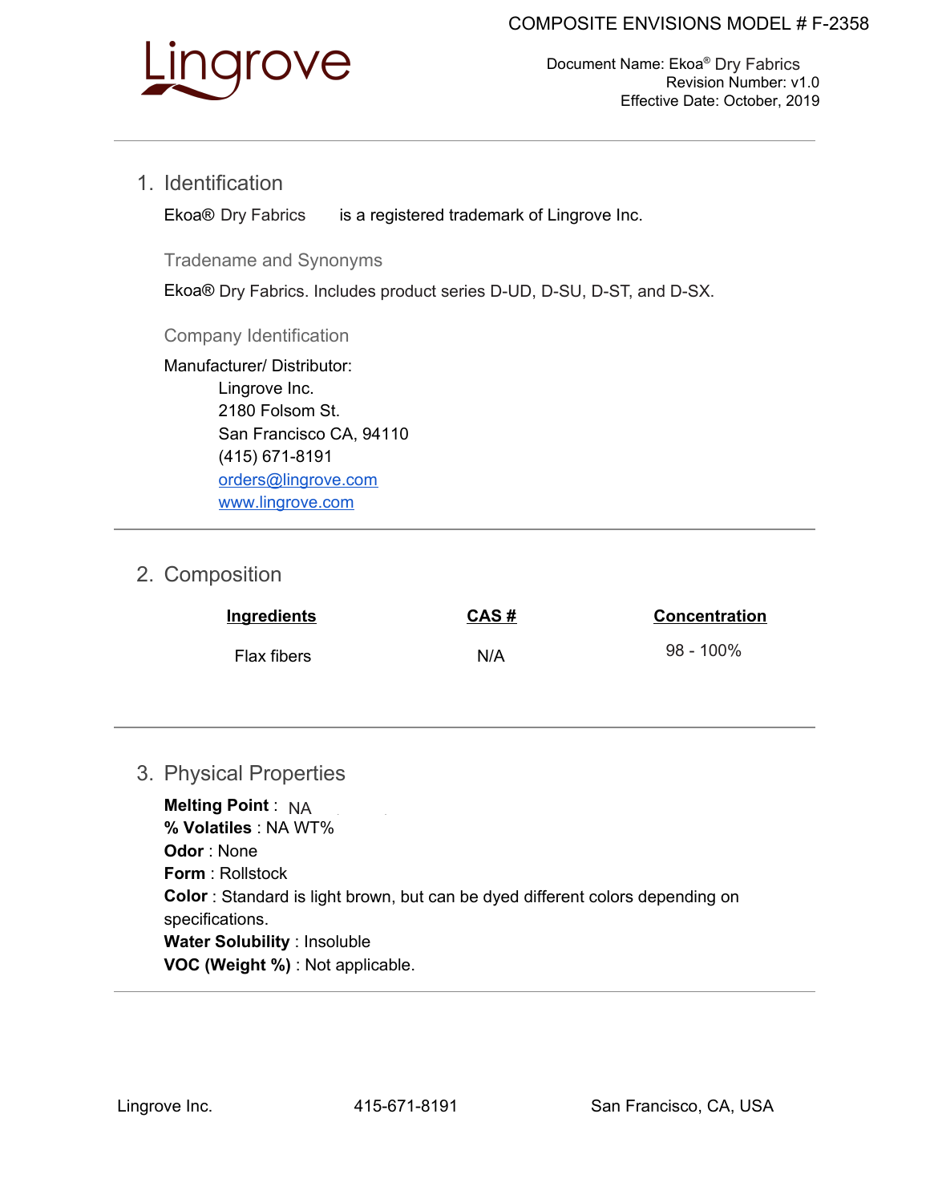COMPOSITE ENVISIONS MODEL # F-2358

Lingrove

Document Name: Ekoa® Dry Fabrics
Revision Number: v1.0
Effective Date: October, 2019

## 1. Identification

Ekoa® Dry Fabrics is a registered trademark of Lingrove Inc.

### Tradename and Synonyms

Ekoa® Dry Fabrics. Includes product series D-UD, D-SU, D-ST, and D-SX.

### Company Identification

Manufacturer/ Distributor:

Lingrove Inc.
2180 Folsom St.
San Francisco CA, 94110
(415) 671-8191
orders@lingrove.com
www.lingrove.com

## 2. Composition

| Ingredients | CAS # | Concentration |
| --- | --- | --- |
| Flax fibers | N/A | 98 - 100% |

## 3. Physical Properties

**Melting Point** : NA
**% Volatiles** : NA WT%
**Odor** : None
**Form** : Rollstock
**Color** : Standard is light brown, but can be dyed different colors depending on specifications.
**Water Solubility** : Insoluble
**VOC (Weight %)** : Not applicable.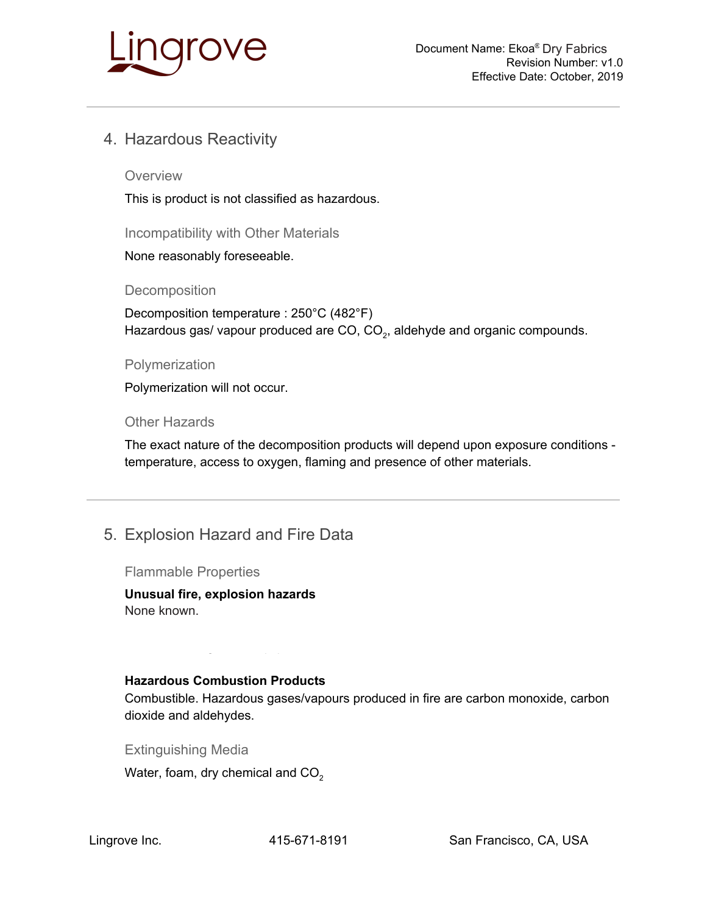## 4. Hazardous Reactivity

### Overview

This is product is not classified as hazardous.

### Incompatibility with Other Materials

None reasonably foreseeable.

### Decomposition

Decomposition temperature : 250°C (482°F)
Hazardous gas/ vapour produced are CO, $CO_2$, aldehyde and organic compounds.

### Polymerization

Polymerization will not occur.

### Other Hazards

The exact nature of the decomposition products will depend upon exposure conditions - temperature, access to oxygen, flaming and presence of other materials.

## 5. Explosion Hazard and Fire Data

### Flammable Properties

**Unusual fire, explosion hazards**
None known.

**Hazardous Combustion Products**
Combustible. Hazardous gases/vapours produced in fire are carbon monoxide, carbon dioxide and aldehydes.

### Extinguishing Media

Water, foam, dry chemical and $CO_2$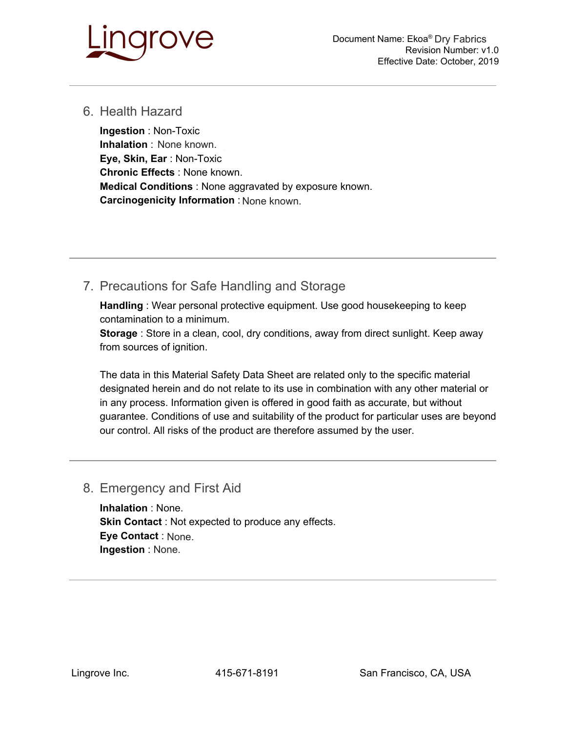## 6. Health Hazard

**Ingestion** : Non-Toxic
**Inhalation** : None known.
**Eye, Skin, Ear** : Non-Toxic
**Chronic Effects** : None known.
**Medical Conditions** : None aggravated by exposure known.
**Carcinogenicity Information** : None known.

## 7. Precautions for Safe Handling and Storage

**Handling** : Wear personal protective equipment. Use good housekeeping to keep contamination to a minimum.
**Storage** : Store in a clean, cool, dry conditions, away from direct sunlight. Keep away from sources of ignition.

The data in this Material Safety Data Sheet are related only to the specific material designated herein and do not relate to its use in combination with any other material or in any process. Information given is offered in good faith as accurate, but without guarantee. Conditions of use and suitability of the product for particular uses are beyond our control. All risks of the product are therefore assumed by the user.

## 8. Emergency and First Aid

**Inhalation** : None.
**Skin Contact** : Not expected to produce any effects.
**Eye Contact** : None.
**Ingestion** : None.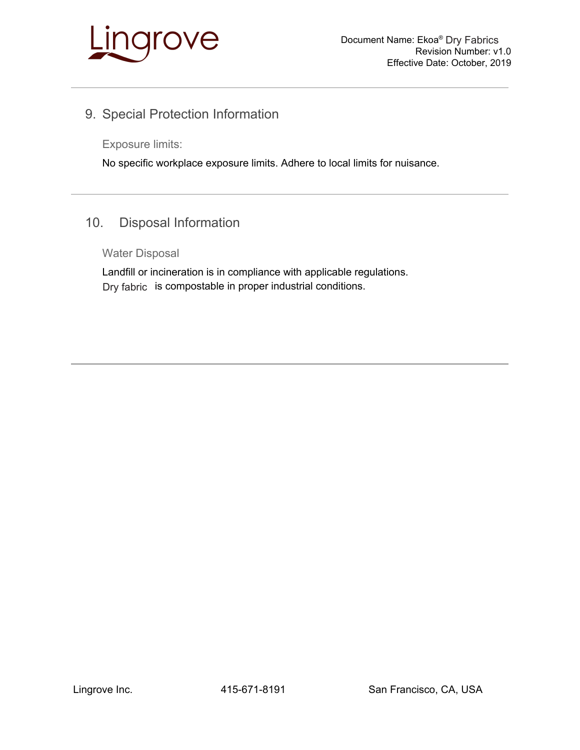## 9. Special Protection Information

### Exposure limits:

No specific workplace exposure limits. Adhere to local limits for nuisance.

## 10. Disposal Information

### Water Disposal

Landfill or incineration is in compliance with applicable regulations.
Dry fabric is compostable in proper industrial conditions.